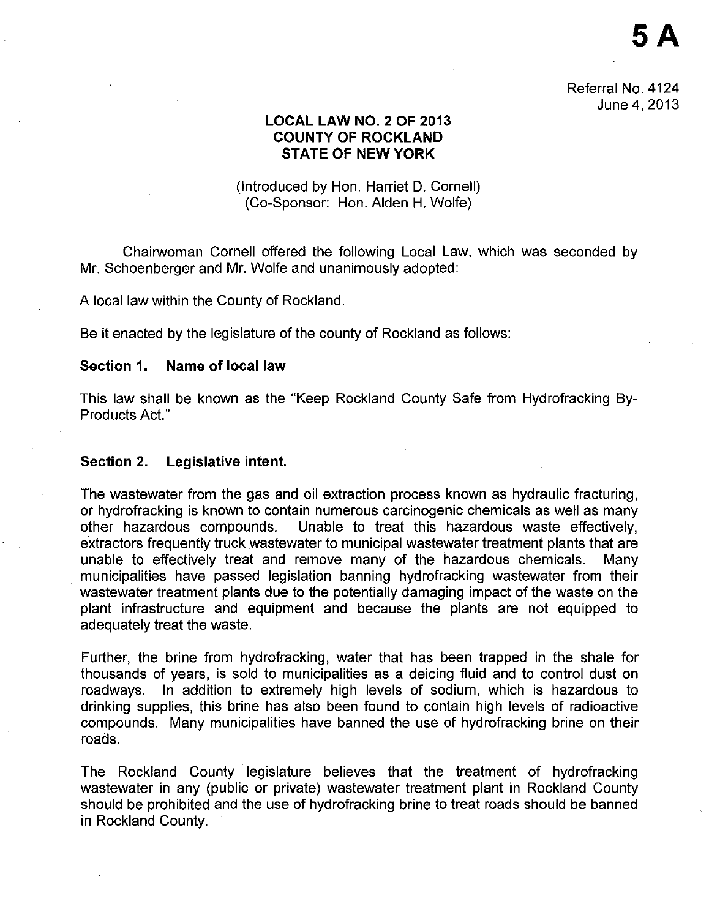# 5 A

Referral No. 4124
June 4, 2013

## LOCAL LAW NO. 2 OF 2013
## COUNTY OF ROCKLAND
## STATE OF NEW YORK

(Introduced by Hon. Harriet D. Cornell)
(Co-Sponsor: Hon. Alden H. Wolfe)

Chairwoman Cornell offered the following Local Law, which was seconded by Mr. Schoenberger and Mr. Wolfe and unanimously adopted:

A local law within the County of Rockland.

Be it enacted by the legislature of the county of Rockland as follows:

### Section 1. Name of local law

This law shall be known as the "Keep Rockland County Safe from Hydrofracking By-Products Act."

### Section 2. Legislative intent.

The wastewater from the gas and oil extraction process known as hydraulic fracturing, or hydrofracking is known to contain numerous carcinogenic chemicals as well as many other hazardous compounds. Unable to treat this hazardous waste effectively, extractors frequently truck wastewater to municipal wastewater treatment plants that are unable to effectively treat and remove many of the hazardous chemicals. Many municipalities have passed legislation banning hydrofracking wastewater from their wastewater treatment plants due to the potentially damaging impact of the waste on the plant infrastructure and equipment and because the plants are not equipped to adequately treat the waste.

Further, the brine from hydrofracking, water that has been trapped in the shale for thousands of years, is sold to municipalities as a deicing fluid and to control dust on roadways. In addition to extremely high levels of sodium, which is hazardous to drinking supplies, this brine has also been found to contain high levels of radioactive compounds. Many municipalities have banned the use of hydrofracking brine on their roads.

The Rockland County legislature believes that the treatment of hydrofracking wastewater in any (public or private) wastewater treatment plant in Rockland County should be prohibited and the use of hydrofracking brine to treat roads should be banned in Rockland County.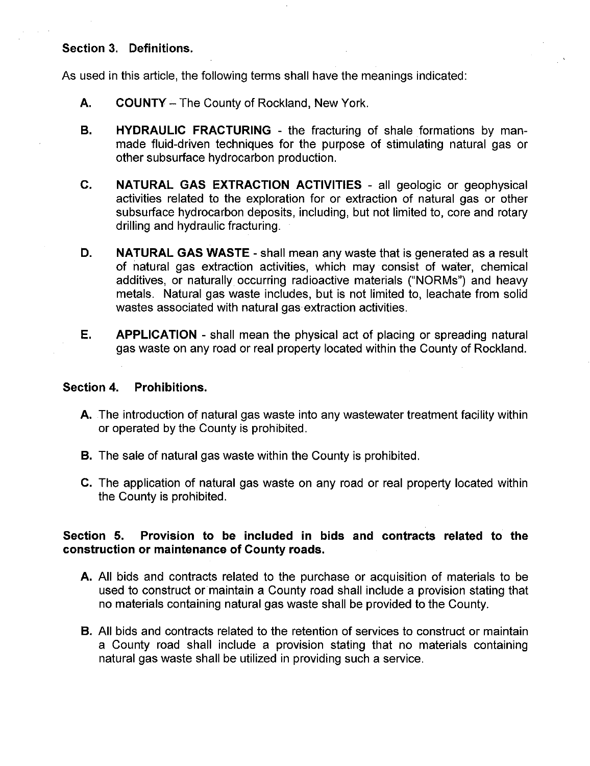### Section 3. Definitions.

As used in this article, the following terms shall have the meanings indicated:

**A. COUNTY** – The County of Rockland, New York.

**B. HYDRAULIC FRACTURING** - the fracturing of shale formations by man-made fluid-driven techniques for the purpose of stimulating natural gas or other subsurface hydrocarbon production.

**C. NATURAL GAS EXTRACTION ACTIVITIES** - all geologic or geophysical activities related to the exploration for or extraction of natural gas or other subsurface hydrocarbon deposits, including, but not limited to, core and rotary drilling and hydraulic fracturing.

**D. NATURAL GAS WASTE** - shall mean any waste that is generated as a result of natural gas extraction activities, which may consist of water, chemical additives, or naturally occurring radioactive materials ("NORMs") and heavy metals. Natural gas waste includes, but is not limited to, leachate from solid wastes associated with natural gas extraction activities.

**E. APPLICATION** - shall mean the physical act of placing or spreading natural gas waste on any road or real property located within the County of Rockland.

### Section 4. Prohibitions.

**A.** The introduction of natural gas waste into any wastewater treatment facility within or operated by the County is prohibited.

**B.** The sale of natural gas waste within the County is prohibited.

**C.** The application of natural gas waste on any road or real property located within the County is prohibited.

### Section 5. Provision to be included in bids and contracts related to the construction or maintenance of County roads.

**A.** All bids and contracts related to the purchase or acquisition of materials to be used to construct or maintain a County road shall include a provision stating that no materials containing natural gas waste shall be provided to the County.

**B.** All bids and contracts related to the retention of services to construct or maintain a County road shall include a provision stating that no materials containing natural gas waste shall be utilized in providing such a service.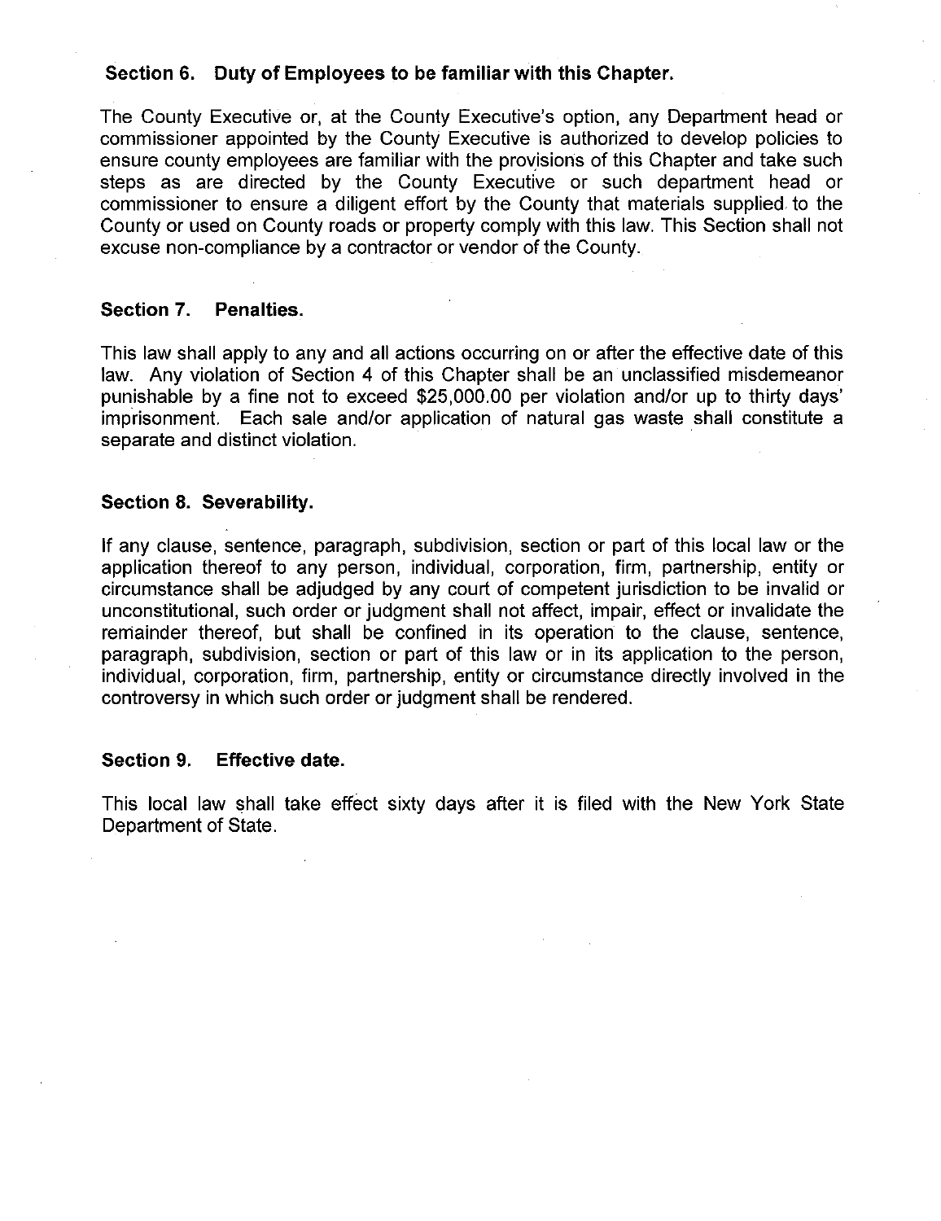### Section 6. Duty of Employees to be familiar with this Chapter.

The County Executive or, at the County Executive's option, any Department head or commissioner appointed by the County Executive is authorized to develop policies to ensure county employees are familiar with the provisions of this Chapter and take such steps as are directed by the County Executive or such department head or commissioner to ensure a diligent effort by the County that materials supplied to the County or used on County roads or property comply with this law. This Section shall not excuse non-compliance by a contractor or vendor of the County.

### Section 7. Penalties.

This law shall apply to any and all actions occurring on or after the effective date of this law. Any violation of Section 4 of this Chapter shall be an unclassified misdemeanor punishable by a fine not to exceed $25,000.00 per violation and/or up to thirty days' imprisonment. Each sale and/or application of natural gas waste shall constitute a separate and distinct violation.

### Section 8. Severability.

If any clause, sentence, paragraph, subdivision, section or part of this local law or the application thereof to any person, individual, corporation, firm, partnership, entity or circumstance shall be adjudged by any court of competent jurisdiction to be invalid or unconstitutional, such order or judgment shall not affect, impair, effect or invalidate the remainder thereof, but shall be confined in its operation to the clause, sentence, paragraph, subdivision, section or part of this law or in its application to the person, individual, corporation, firm, partnership, entity or circumstance directly involved in the controversy in which such order or judgment shall be rendered.

### Section 9. Effective date.

This local law shall take effect sixty days after it is filed with the New York State Department of State.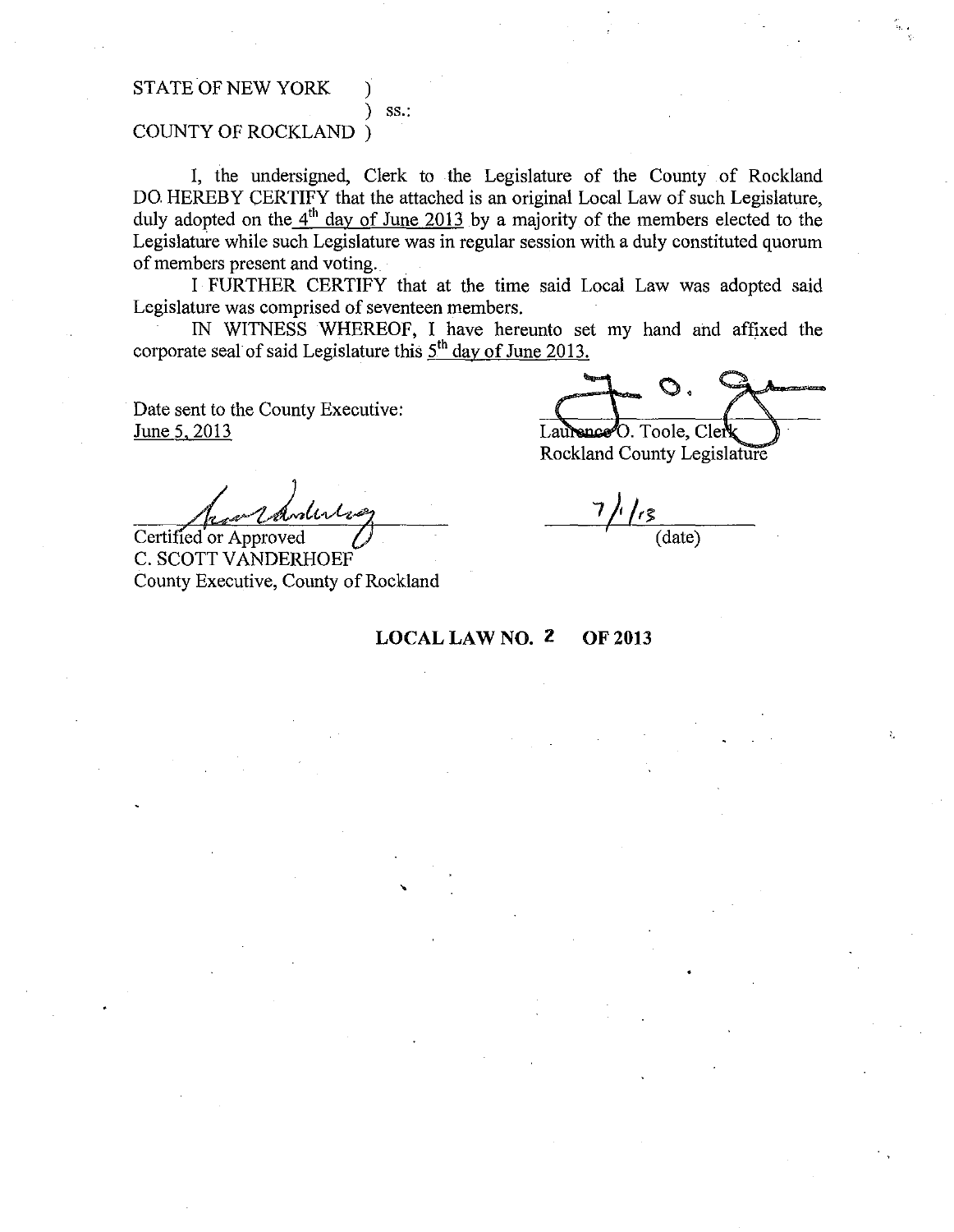STATE OF NEW YORK )
) ss.:
COUNTY OF ROCKLAND )

I, the undersigned, Clerk to the Legislature of the County of Rockland DO HEREBY CERTIFY that the attached is an original Local Law of such Legislature, duly adopted on the 4th day of June 2013 by a majority of the members elected to the Legislature while such Legislature was in regular session with a duly constituted quorum of members present and voting.

I FURTHER CERTIFY that at the time said Local Law was adopted said Legislature was comprised of seventeen members.

IN WITNESS WHEREOF, I have hereunto set my hand and affixed the corporate seal of said Legislature this 5th day of June 2013.

Date sent to the County Executive:
June 5, 2013

Laurence O. Toole, Clerk
Rockland County Legislature

Certified or Approved
C. SCOTT VANDERHOEF
County Executive, County of Rockland

7/1/13
(date)

**LOCAL LAW NO. 2 OF 2013**